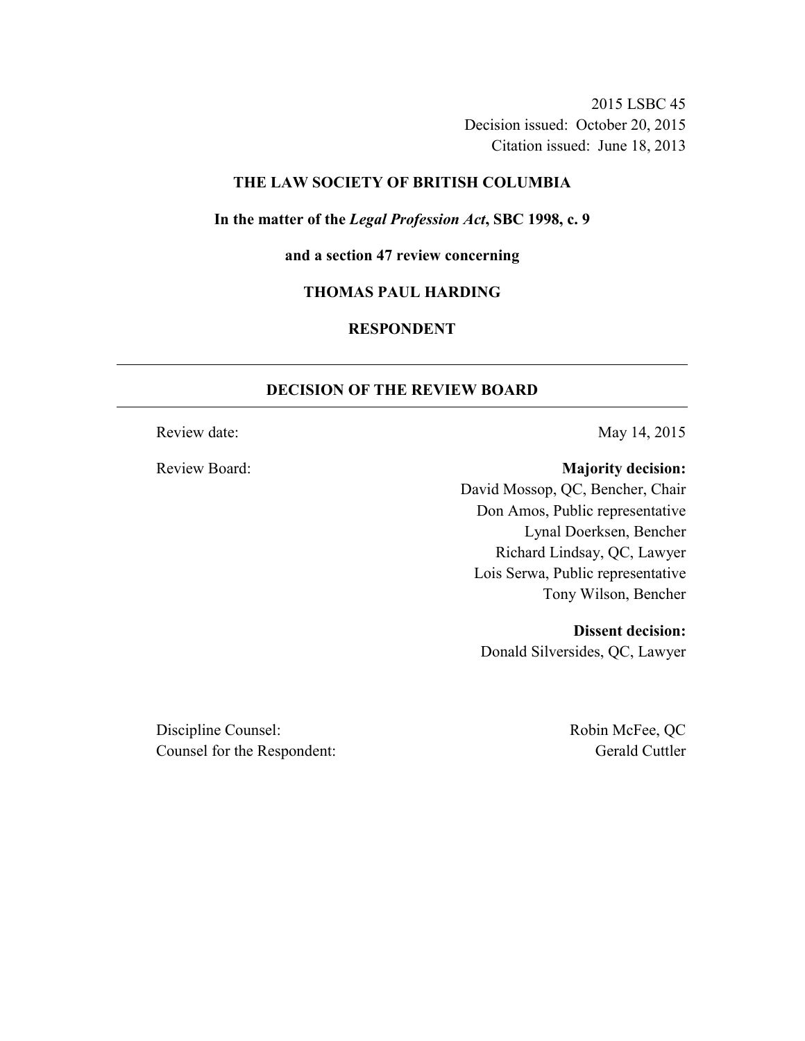2015 LSBC 45
Decision issued: October 20, 2015
Citation issued: June 18, 2013

**THE LAW SOCIETY OF BRITISH COLUMBIA**

**In the matter of the *Legal Profession Act*, SBC 1998, c. 9**

**and a section 47 review concerning**

**THOMAS PAUL HARDING**

**RESPONDENT**

---

## DECISION OF THE REVIEW BOARD

---

Review date: May 14, 2015

Review Board:

**Majority decision:**
David Mossop, QC, Bencher, Chair
Don Amos, Public representative
Lynal Doerksen, Bencher
Richard Lindsay, QC, Lawyer
Lois Serwa, Public representative
Tony Wilson, Bencher

**Dissent decision:**
Donald Silversides, QC, Lawyer

Discipline Counsel: Robin McFee, QC
Counsel for the Respondent: Gerald Cuttler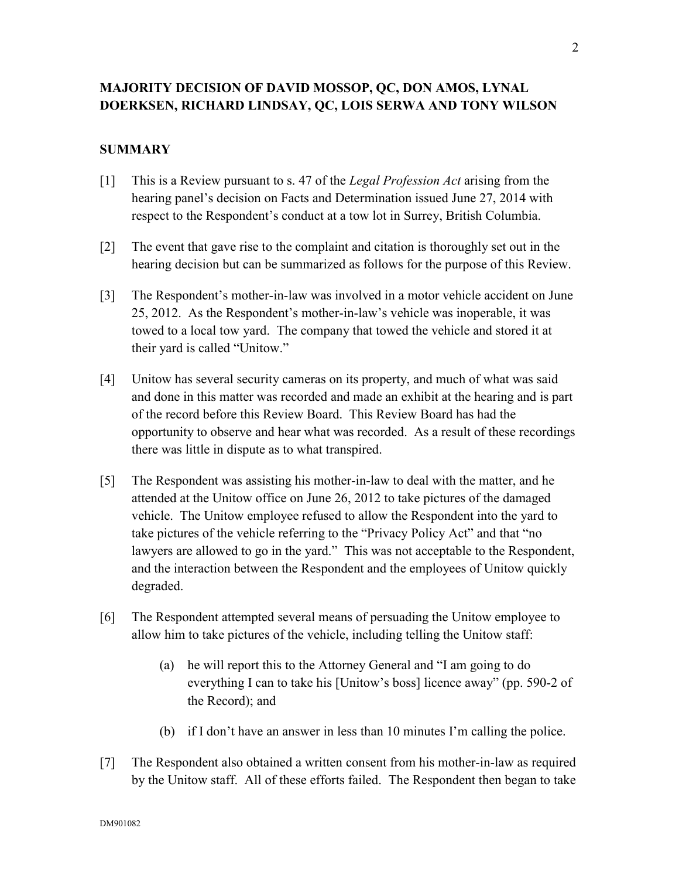## MAJORITY DECISION OF DAVID MOSSOP, QC, DON AMOS, LYNAL DOERKSEN, RICHARD LINDSAY, QC, LOIS SERWA AND TONY WILSON

### SUMMARY

[1] This is a Review pursuant to s. 47 of the *Legal Profession Act* arising from the hearing panel's decision on Facts and Determination issued June 27, 2014 with respect to the Respondent's conduct at a tow lot in Surrey, British Columbia.

[2] The event that gave rise to the complaint and citation is thoroughly set out in the hearing decision but can be summarized as follows for the purpose of this Review.

[3] The Respondent's mother-in-law was involved in a motor vehicle accident on June 25, 2012. As the Respondent's mother-in-law's vehicle was inoperable, it was towed to a local tow yard. The company that towed the vehicle and stored it at their yard is called "Unitow."

[4] Unitow has several security cameras on its property, and much of what was said and done in this matter was recorded and made an exhibit at the hearing and is part of the record before this Review Board. This Review Board has had the opportunity to observe and hear what was recorded. As a result of these recordings there was little in dispute as to what transpired.

[5] The Respondent was assisting his mother-in-law to deal with the matter, and he attended at the Unitow office on June 26, 2012 to take pictures of the damaged vehicle. The Unitow employee refused to allow the Respondent into the yard to take pictures of the vehicle referring to the "Privacy Policy Act" and that "no lawyers are allowed to go in the yard." This was not acceptable to the Respondent, and the interaction between the Respondent and the employees of Unitow quickly degraded.

[6] The Respondent attempted several means of persuading the Unitow employee to allow him to take pictures of the vehicle, including telling the Unitow staff:

(a) he will report this to the Attorney General and "I am going to do everything I can to take his [Unitow's boss] licence away" (pp. 590-2 of the Record); and

(b) if I don't have an answer in less than 10 minutes I'm calling the police.

[7] The Respondent also obtained a written consent from his mother-in-law as required by the Unitow staff. All of these efforts failed. The Respondent then began to take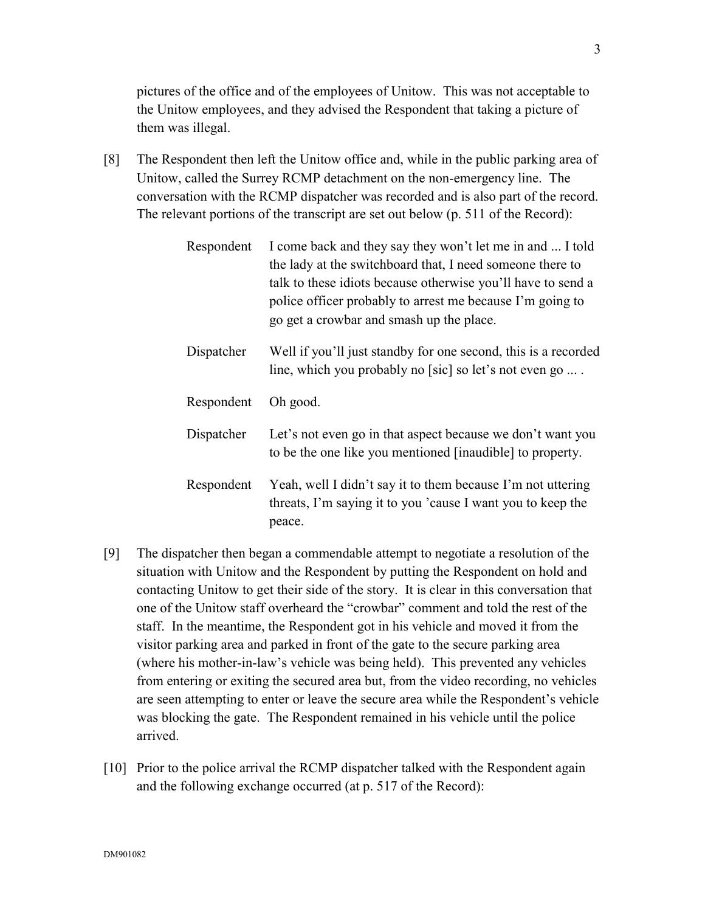pictures of the office and of the employees of Unitow. This was not acceptable to the Unitow employees, and they advised the Respondent that taking a picture of them was illegal.

[8] The Respondent then left the Unitow office and, while in the public parking area of Unitow, called the Surrey RCMP detachment on the non-emergency line. The conversation with the RCMP dispatcher was recorded and is also part of the record. The relevant portions of the transcript are set out below (p. 511 of the Record):

> Respondent: I come back and they say they won't let me in and ... I told the lady at the switchboard that, I need someone there to talk to these idiots because otherwise you'll have to send a police officer probably to arrest me because I'm going to go get a crowbar and smash up the place.
>
> Dispatcher: Well if you'll just standby for one second, this is a recorded line, which you probably no [sic] so let's not even go ... .
>
> Respondent: Oh good.
>
> Dispatcher: Let's not even go in that aspect because we don't want you to be the one like you mentioned [inaudible] to property.
>
> Respondent: Yeah, well I didn't say it to them because I'm not uttering threats, I'm saying it to you 'cause I want you to keep the peace.

[9] The dispatcher then began a commendable attempt to negotiate a resolution of the situation with Unitow and the Respondent by putting the Respondent on hold and contacting Unitow to get their side of the story. It is clear in this conversation that one of the Unitow staff overheard the "crowbar" comment and told the rest of the staff. In the meantime, the Respondent got in his vehicle and moved it from the visitor parking area and parked in front of the gate to the secure parking area (where his mother-in-law's vehicle was being held). This prevented any vehicles from entering or exiting the secured area but, from the video recording, no vehicles are seen attempting to enter or leave the secure area while the Respondent's vehicle was blocking the gate. The Respondent remained in his vehicle until the police arrived.

[10] Prior to the police arrival the RCMP dispatcher talked with the Respondent again and the following exchange occurred (at p. 517 of the Record):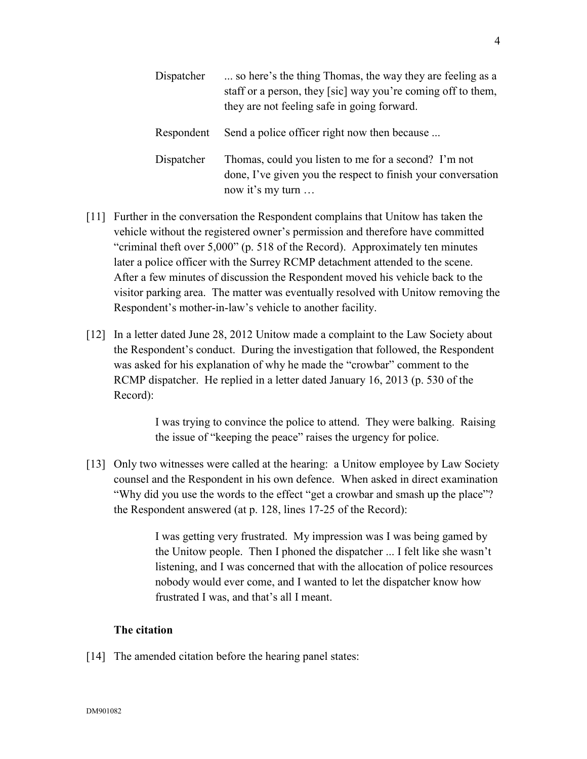| | |
|---|---|
| Dispatcher | ... so here's the thing Thomas, the way they are feeling as a staff or a person, they [sic] way you're coming off to them, they are not feeling safe in going forward. |
| Respondent | Send a police officer right now then because ... |
| Dispatcher | Thomas, could you listen to me for a second? I'm not done, I've given you the respect to finish your conversation now it's my turn … |

[11] Further in the conversation the Respondent complains that Unitow has taken the vehicle without the registered owner's permission and therefore have committed "criminal theft over 5,000" (p. 518 of the Record). Approximately ten minutes later a police officer with the Surrey RCMP detachment attended to the scene. After a few minutes of discussion the Respondent moved his vehicle back to the visitor parking area. The matter was eventually resolved with Unitow removing the Respondent's mother-in-law's vehicle to another facility.

[12] In a letter dated June 28, 2012 Unitow made a complaint to the Law Society about the Respondent's conduct. During the investigation that followed, the Respondent was asked for his explanation of why he made the "crowbar" comment to the RCMP dispatcher. He replied in a letter dated January 16, 2013 (p. 530 of the Record):

> I was trying to convince the police to attend. They were balking. Raising the issue of "keeping the peace" raises the urgency for police.

[13] Only two witnesses were called at the hearing: a Unitow employee by Law Society counsel and the Respondent in his own defence. When asked in direct examination "Why did you use the words to the effect "get a crowbar and smash up the place"? the Respondent answered (at p. 128, lines 17-25 of the Record):

> I was getting very frustrated. My impression was I was being gamed by the Unitow people. Then I phoned the dispatcher ... I felt like she wasn't listening, and I was concerned that with the allocation of police resources nobody would ever come, and I wanted to let the dispatcher know how frustrated I was, and that's all I meant.

### The citation

[14] The amended citation before the hearing panel states: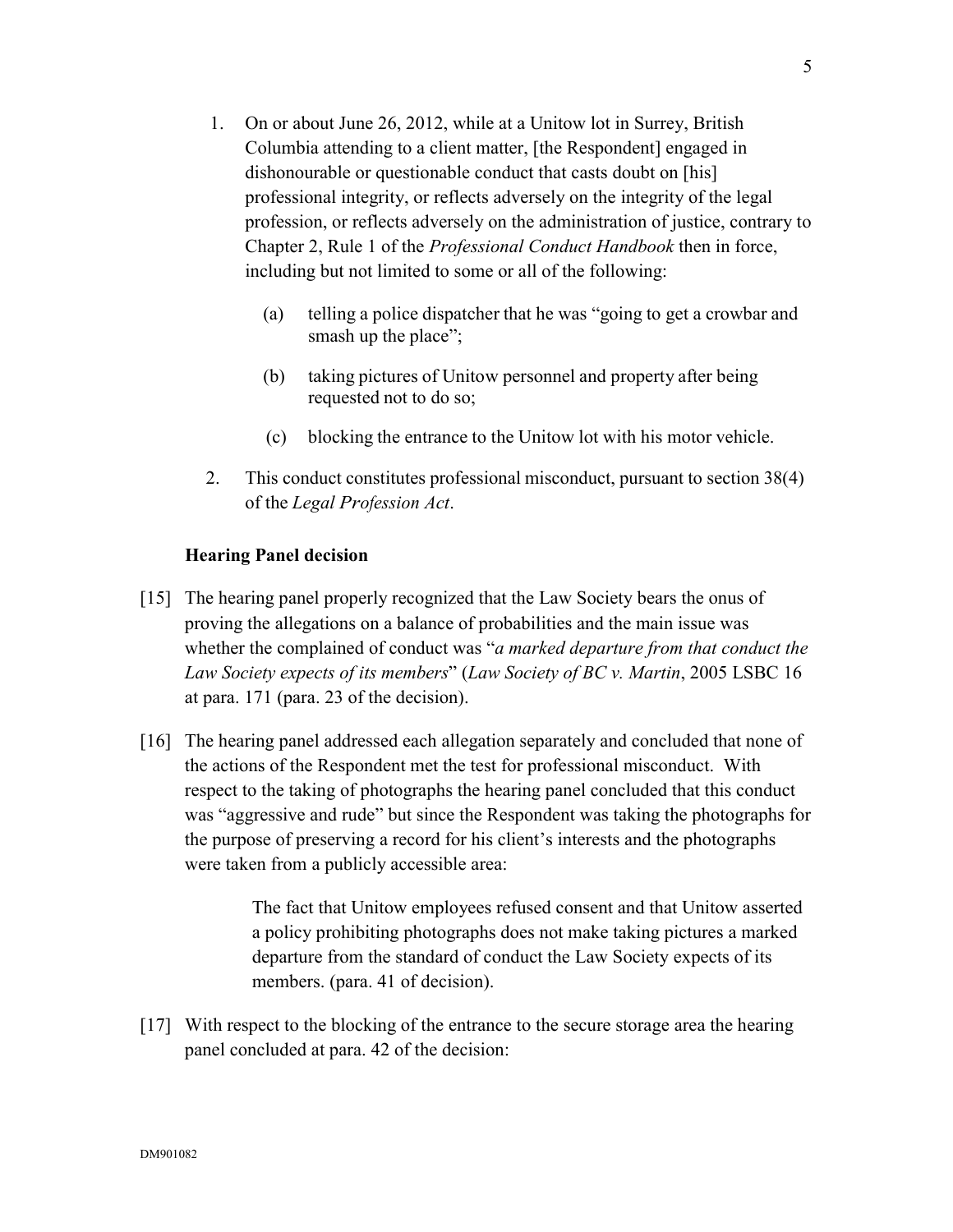1. On or about June 26, 2012, while at a Unitow lot in Surrey, British Columbia attending to a client matter, [the Respondent] engaged in dishonourable or questionable conduct that casts doubt on [his] professional integrity, or reflects adversely on the integrity of the legal profession, or reflects adversely on the administration of justice, contrary to Chapter 2, Rule 1 of the *Professional Conduct Handbook* then in force, including but not limited to some or all of the following:

   (a) telling a police dispatcher that he was "going to get a crowbar and smash up the place";

   (b) taking pictures of Unitow personnel and property after being requested not to do so;

   (c) blocking the entrance to the Unitow lot with his motor vehicle.

2. This conduct constitutes professional misconduct, pursuant to section 38(4) of the *Legal Profession Act*.

**Hearing Panel decision**

[15] The hearing panel properly recognized that the Law Society bears the onus of proving the allegations on a balance of probabilities and the main issue was whether the complained of conduct was "*a marked departure from that conduct the Law Society expects of its members*" (*Law Society of BC v. Martin*, 2005 LSBC 16 at para. 171 (para. 23 of the decision).

[16] The hearing panel addressed each allegation separately and concluded that none of the actions of the Respondent met the test for professional misconduct. With respect to the taking of photographs the hearing panel concluded that this conduct was "aggressive and rude" but since the Respondent was taking the photographs for the purpose of preserving a record for his client's interests and the photographs were taken from a publicly accessible area:

> The fact that Unitow employees refused consent and that Unitow asserted a policy prohibiting photographs does not make taking pictures a marked departure from the standard of conduct the Law Society expects of its members. (para. 41 of decision).

[17] With respect to the blocking of the entrance to the secure storage area the hearing panel concluded at para. 42 of the decision: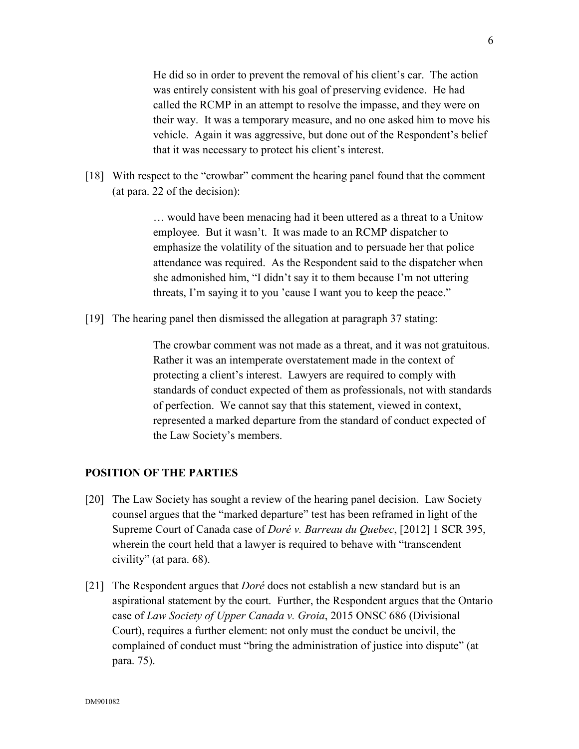> He did so in order to prevent the removal of his client's car. The action was entirely consistent with his goal of preserving evidence. He had called the RCMP in an attempt to resolve the impasse, and they were on their way. It was a temporary measure, and no one asked him to move his vehicle. Again it was aggressive, but done out of the Respondent's belief that it was necessary to protect his client's interest.

[18] With respect to the "crowbar" comment the hearing panel found that the comment (at para. 22 of the decision):

> … would have been menacing had it been uttered as a threat to a Unitow employee. But it wasn't. It was made to an RCMP dispatcher to emphasize the volatility of the situation and to persuade her that police attendance was required. As the Respondent said to the dispatcher when she admonished him, "I didn't say it to them because I'm not uttering threats, I'm saying it to you 'cause I want you to keep the peace."

[19] The hearing panel then dismissed the allegation at paragraph 37 stating:

> The crowbar comment was not made as a threat, and it was not gratuitous. Rather it was an intemperate overstatement made in the context of protecting a client's interest. Lawyers are required to comply with standards of conduct expected of them as professionals, not with standards of perfection. We cannot say that this statement, viewed in context, represented a marked departure from the standard of conduct expected of the Law Society's members.

## POSITION OF THE PARTIES

[20] The Law Society has sought a review of the hearing panel decision. Law Society counsel argues that the "marked departure" test has been reframed in light of the Supreme Court of Canada case of *Doré v. Barreau du Quebec*, [2012] 1 SCR 395, wherein the court held that a lawyer is required to behave with "transcendent civility" (at para. 68).

[21] The Respondent argues that *Doré* does not establish a new standard but is an aspirational statement by the court. Further, the Respondent argues that the Ontario case of *Law Society of Upper Canada v. Groia*, 2015 ONSC 686 (Divisional Court), requires a further element: not only must the conduct be uncivil, the complained of conduct must "bring the administration of justice into dispute" (at para. 75).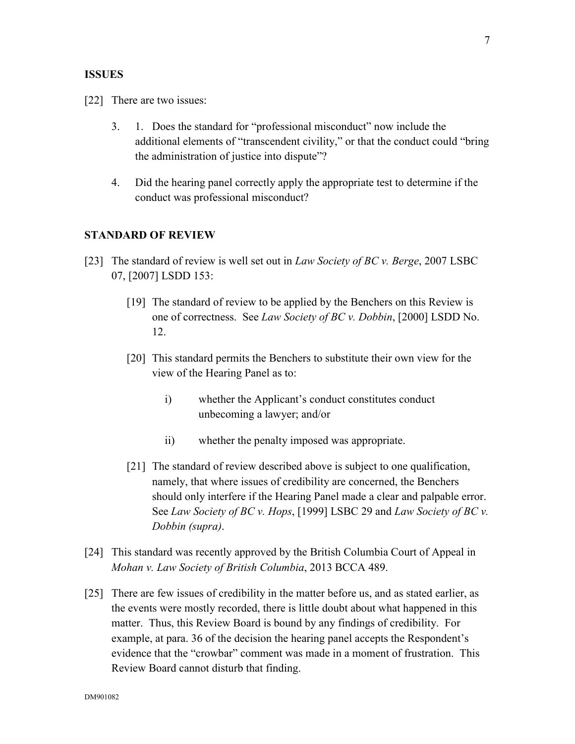## ISSUES

[22] There are two issues:

3. 1. Does the standard for "professional misconduct" now include the additional elements of "transcendent civility," or that the conduct could "bring the administration of justice into dispute"?

4. Did the hearing panel correctly apply the appropriate test to determine if the conduct was professional misconduct?

## STANDARD OF REVIEW

[23] The standard of review is well set out in *Law Society of BC v. Berge*, 2007 LSBC 07, [2007] LSDD 153:

> [19] The standard of review to be applied by the Benchers on this Review is one of correctness. See *Law Society of BC v. Dobbin*, [2000] LSDD No. 12.
>
> [20] This standard permits the Benchers to substitute their own view for the view of the Hearing Panel as to:
>
> i) whether the Applicant's conduct constitutes conduct unbecoming a lawyer; and/or
>
> ii) whether the penalty imposed was appropriate.
>
> [21] The standard of review described above is subject to one qualification, namely, that where issues of credibility are concerned, the Benchers should only interfere if the Hearing Panel made a clear and palpable error. See *Law Society of BC v. Hops*, [1999] LSBC 29 and *Law Society of BC v. Dobbin (supra)*.

[24] This standard was recently approved by the British Columbia Court of Appeal in *Mohan v. Law Society of British Columbia*, 2013 BCCA 489.

[25] There are few issues of credibility in the matter before us, and as stated earlier, as the events were mostly recorded, there is little doubt about what happened in this matter. Thus, this Review Board is bound by any findings of credibility. For example, at para. 36 of the decision the hearing panel accepts the Respondent's evidence that the "crowbar" comment was made in a moment of frustration. This Review Board cannot disturb that finding.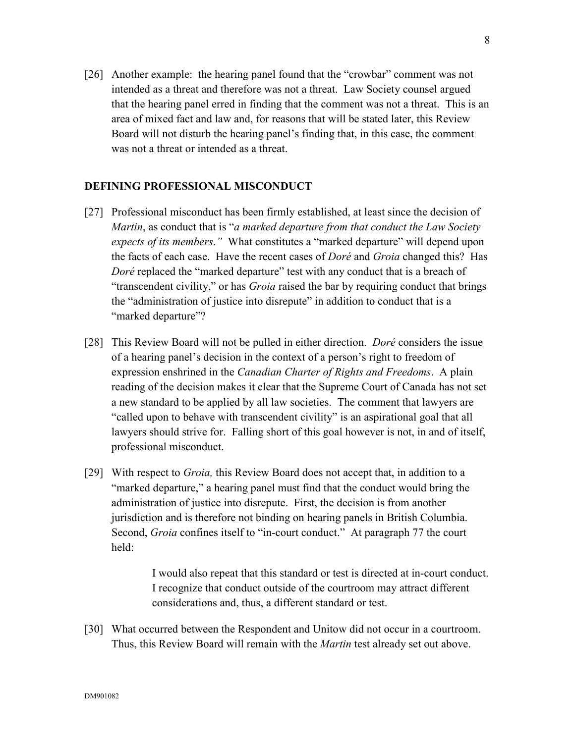[26] Another example: the hearing panel found that the "crowbar" comment was not intended as a threat and therefore was not a threat. Law Society counsel argued that the hearing panel erred in finding that the comment was not a threat. This is an area of mixed fact and law and, for reasons that will be stated later, this Review Board will not disturb the hearing panel's finding that, in this case, the comment was not a threat or intended as a threat.

## DEFINING PROFESSIONAL MISCONDUCT

[27] Professional misconduct has been firmly established, at least since the decision of *Martin*, as conduct that is "*a marked departure from that conduct the Law Society expects of its members*.*"* What constitutes a "marked departure" will depend upon the facts of each case. Have the recent cases of *Doré* and *Groia* changed this? Has *Doré* replaced the "marked departure" test with any conduct that is a breach of "transcendent civility," or has *Groia* raised the bar by requiring conduct that brings the "administration of justice into disrepute" in addition to conduct that is a "marked departure"?

[28] This Review Board will not be pulled in either direction. *Doré* considers the issue of a hearing panel's decision in the context of a person's right to freedom of expression enshrined in the *Canadian Charter of Rights and Freedoms*. A plain reading of the decision makes it clear that the Supreme Court of Canada has not set a new standard to be applied by all law societies. The comment that lawyers are "called upon to behave with transcendent civility" is an aspirational goal that all lawyers should strive for. Falling short of this goal however is not, in and of itself, professional misconduct.

[29] With respect to *Groia,* this Review Board does not accept that, in addition to a "marked departure," a hearing panel must find that the conduct would bring the administration of justice into disrepute. First, the decision is from another jurisdiction and is therefore not binding on hearing panels in British Columbia. Second, *Groia* confines itself to "in-court conduct." At paragraph 77 the court held:

> I would also repeat that this standard or test is directed at in-court conduct. I recognize that conduct outside of the courtroom may attract different considerations and, thus, a different standard or test.

[30] What occurred between the Respondent and Unitow did not occur in a courtroom. Thus, this Review Board will remain with the *Martin* test already set out above.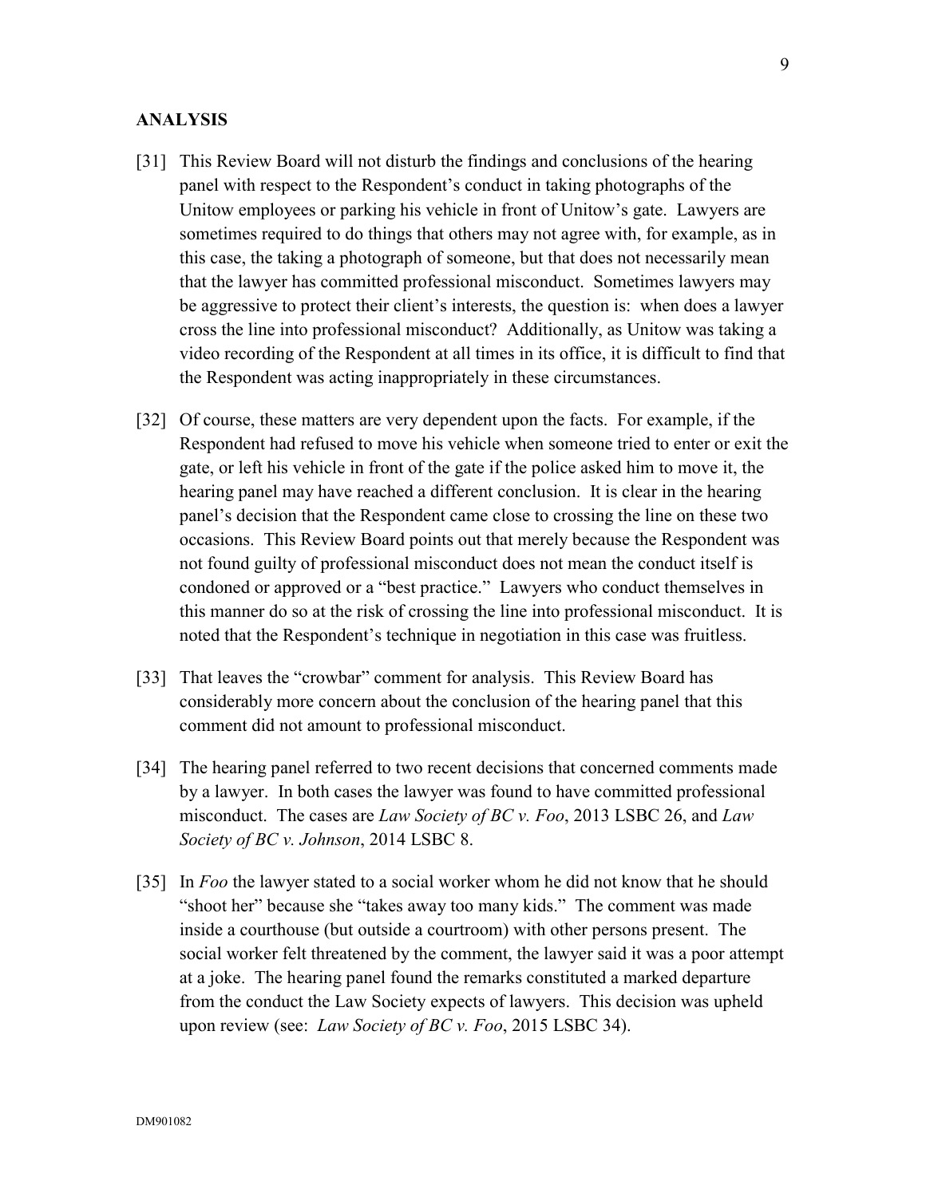## ANALYSIS

[31] This Review Board will not disturb the findings and conclusions of the hearing panel with respect to the Respondent's conduct in taking photographs of the Unitow employees or parking his vehicle in front of Unitow's gate. Lawyers are sometimes required to do things that others may not agree with, for example, as in this case, the taking a photograph of someone, but that does not necessarily mean that the lawyer has committed professional misconduct. Sometimes lawyers may be aggressive to protect their client's interests, the question is: when does a lawyer cross the line into professional misconduct? Additionally, as Unitow was taking a video recording of the Respondent at all times in its office, it is difficult to find that the Respondent was acting inappropriately in these circumstances.

[32] Of course, these matters are very dependent upon the facts. For example, if the Respondent had refused to move his vehicle when someone tried to enter or exit the gate, or left his vehicle in front of the gate if the police asked him to move it, the hearing panel may have reached a different conclusion. It is clear in the hearing panel's decision that the Respondent came close to crossing the line on these two occasions. This Review Board points out that merely because the Respondent was not found guilty of professional misconduct does not mean the conduct itself is condoned or approved or a "best practice." Lawyers who conduct themselves in this manner do so at the risk of crossing the line into professional misconduct. It is noted that the Respondent's technique in negotiation in this case was fruitless.

[33] That leaves the "crowbar" comment for analysis. This Review Board has considerably more concern about the conclusion of the hearing panel that this comment did not amount to professional misconduct.

[34] The hearing panel referred to two recent decisions that concerned comments made by a lawyer. In both cases the lawyer was found to have committed professional misconduct. The cases are *Law Society of BC v. Foo*, 2013 LSBC 26, and *Law Society of BC v. Johnson*, 2014 LSBC 8.

[35] In *Foo* the lawyer stated to a social worker whom he did not know that he should "shoot her" because she "takes away too many kids." The comment was made inside a courthouse (but outside a courtroom) with other persons present. The social worker felt threatened by the comment, the lawyer said it was a poor attempt at a joke. The hearing panel found the remarks constituted a marked departure from the conduct the Law Society expects of lawyers. This decision was upheld upon review (see: *Law Society of BC v. Foo*, 2015 LSBC 34).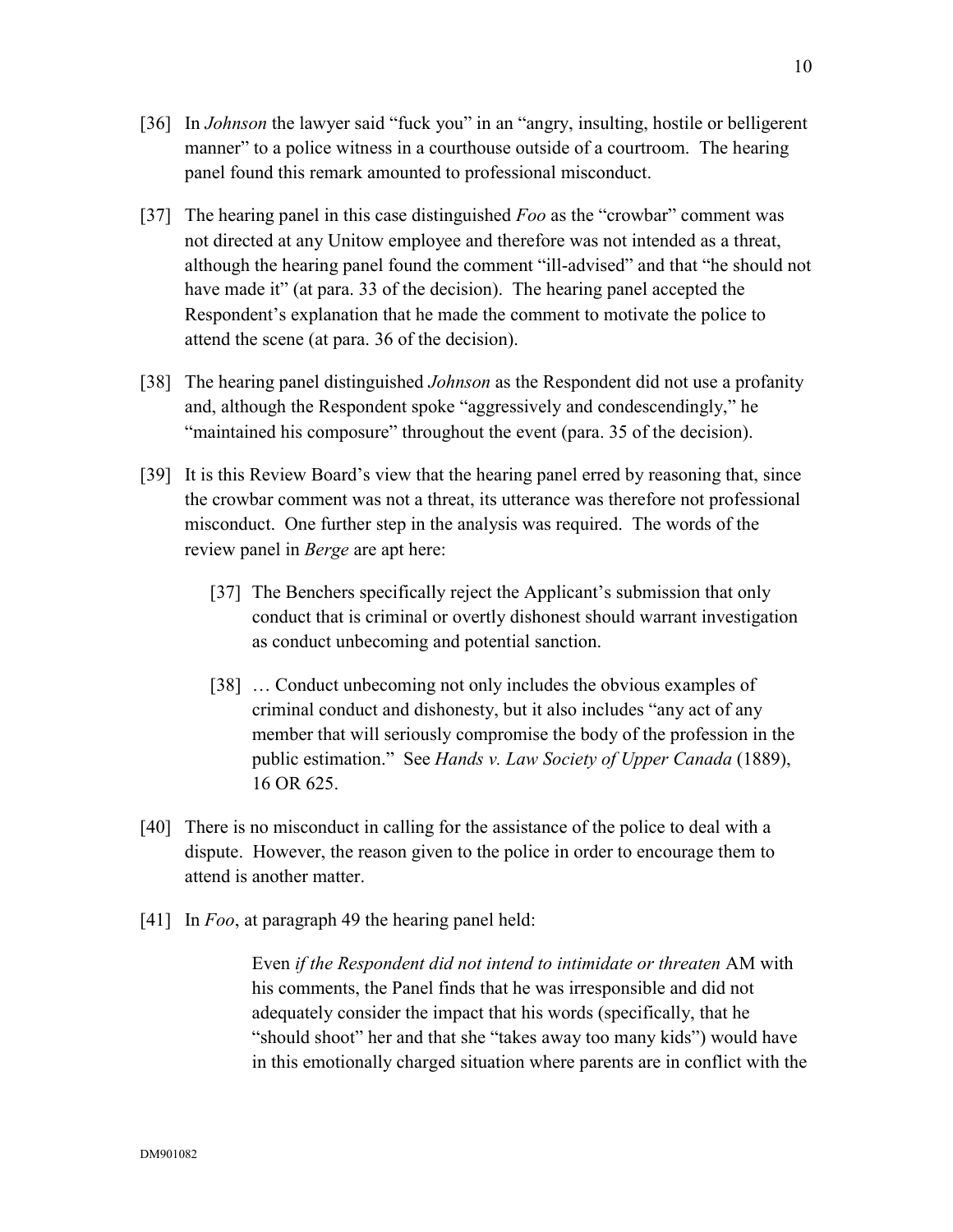[36] In *Johnson* the lawyer said "fuck you" in an "angry, insulting, hostile or belligerent manner" to a police witness in a courthouse outside of a courtroom. The hearing panel found this remark amounted to professional misconduct.

[37] The hearing panel in this case distinguished *Foo* as the "crowbar" comment was not directed at any Unitow employee and therefore was not intended as a threat, although the hearing panel found the comment "ill-advised" and that "he should not have made it" (at para. 33 of the decision). The hearing panel accepted the Respondent's explanation that he made the comment to motivate the police to attend the scene (at para. 36 of the decision).

[38] The hearing panel distinguished *Johnson* as the Respondent did not use a profanity and, although the Respondent spoke "aggressively and condescendingly," he "maintained his composure" throughout the event (para. 35 of the decision).

[39] It is this Review Board's view that the hearing panel erred by reasoning that, since the crowbar comment was not a threat, its utterance was therefore not professional misconduct. One further step in the analysis was required. The words of the review panel in *Berge* are apt here:

> [37] The Benchers specifically reject the Applicant's submission that only conduct that is criminal or overtly dishonest should warrant investigation as conduct unbecoming and potential sanction.
>
> [38] … Conduct unbecoming not only includes the obvious examples of criminal conduct and dishonesty, but it also includes "any act of any member that will seriously compromise the body of the profession in the public estimation." See *Hands v. Law Society of Upper Canada* (1889), 16 OR 625.

[40] There is no misconduct in calling for the assistance of the police to deal with a dispute. However, the reason given to the police in order to encourage them to attend is another matter.

[41] In *Foo*, at paragraph 49 the hearing panel held:

> Even *if the Respondent did not intend to intimidate or threaten* AM with his comments, the Panel finds that he was irresponsible and did not adequately consider the impact that his words (specifically, that he "should shoot" her and that she "takes away too many kids") would have in this emotionally charged situation where parents are in conflict with the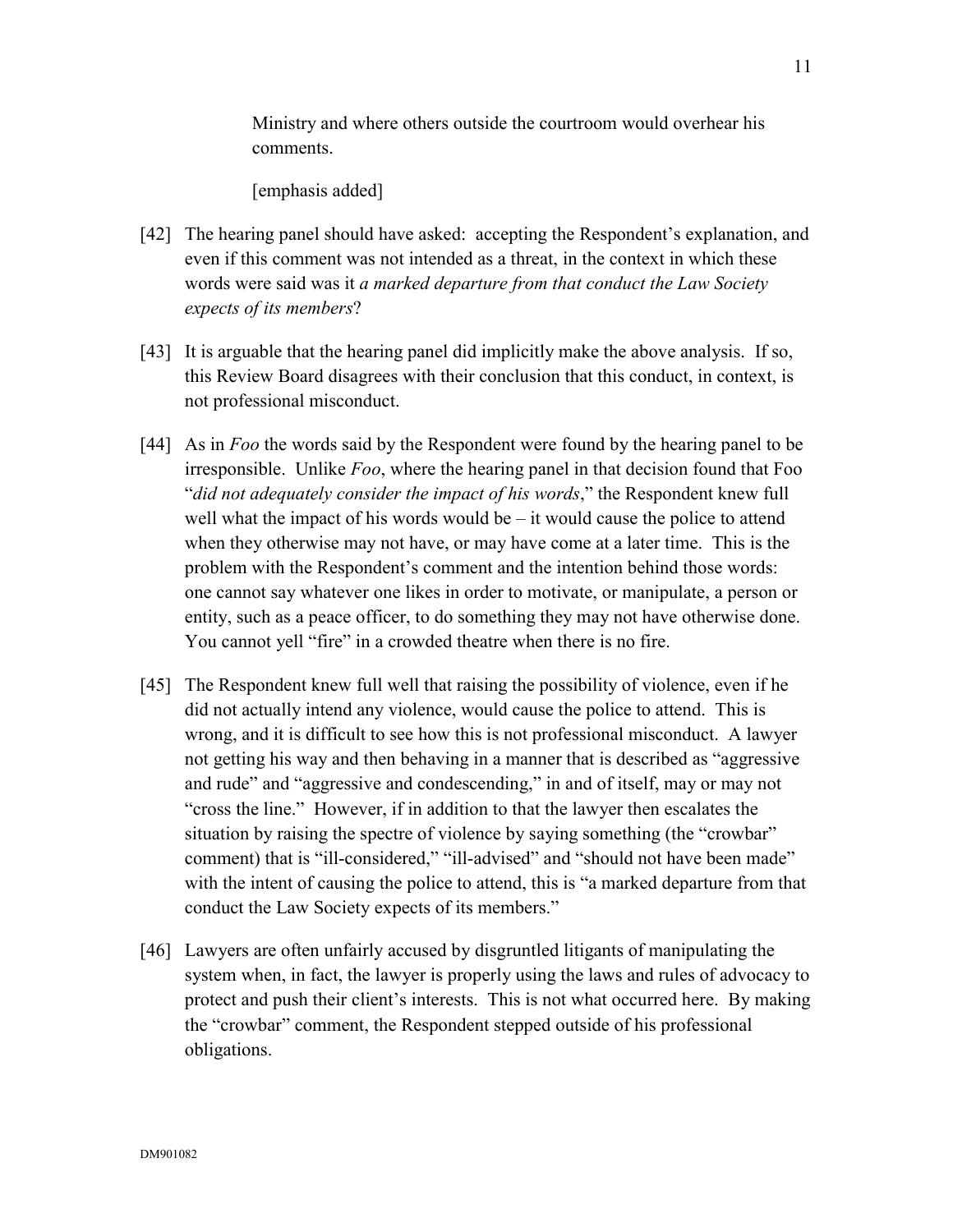> Ministry and where others outside the courtroom would overhear his comments.
>
> [emphasis added]

[42] The hearing panel should have asked: accepting the Respondent's explanation, and even if this comment was not intended as a threat, in the context in which these words were said was it *a marked departure from that conduct the Law Society expects of its members*?

[43] It is arguable that the hearing panel did implicitly make the above analysis. If so, this Review Board disagrees with their conclusion that this conduct, in context, is not professional misconduct.

[44] As in *Foo* the words said by the Respondent were found by the hearing panel to be irresponsible. Unlike *Foo*, where the hearing panel in that decision found that Foo "*did not adequately consider the impact of his words*," the Respondent knew full well what the impact of his words would be – it would cause the police to attend when they otherwise may not have, or may have come at a later time. This is the problem with the Respondent's comment and the intention behind those words: one cannot say whatever one likes in order to motivate, or manipulate, a person or entity, such as a peace officer, to do something they may not have otherwise done. You cannot yell "fire" in a crowded theatre when there is no fire.

[45] The Respondent knew full well that raising the possibility of violence, even if he did not actually intend any violence, would cause the police to attend. This is wrong, and it is difficult to see how this is not professional misconduct. A lawyer not getting his way and then behaving in a manner that is described as "aggressive and rude" and "aggressive and condescending," in and of itself, may or may not "cross the line." However, if in addition to that the lawyer then escalates the situation by raising the spectre of violence by saying something (the "crowbar" comment) that is "ill-considered," "ill-advised" and "should not have been made" with the intent of causing the police to attend, this is "a marked departure from that conduct the Law Society expects of its members."

[46] Lawyers are often unfairly accused by disgruntled litigants of manipulating the system when, in fact, the lawyer is properly using the laws and rules of advocacy to protect and push their client's interests. This is not what occurred here. By making the "crowbar" comment, the Respondent stepped outside of his professional obligations.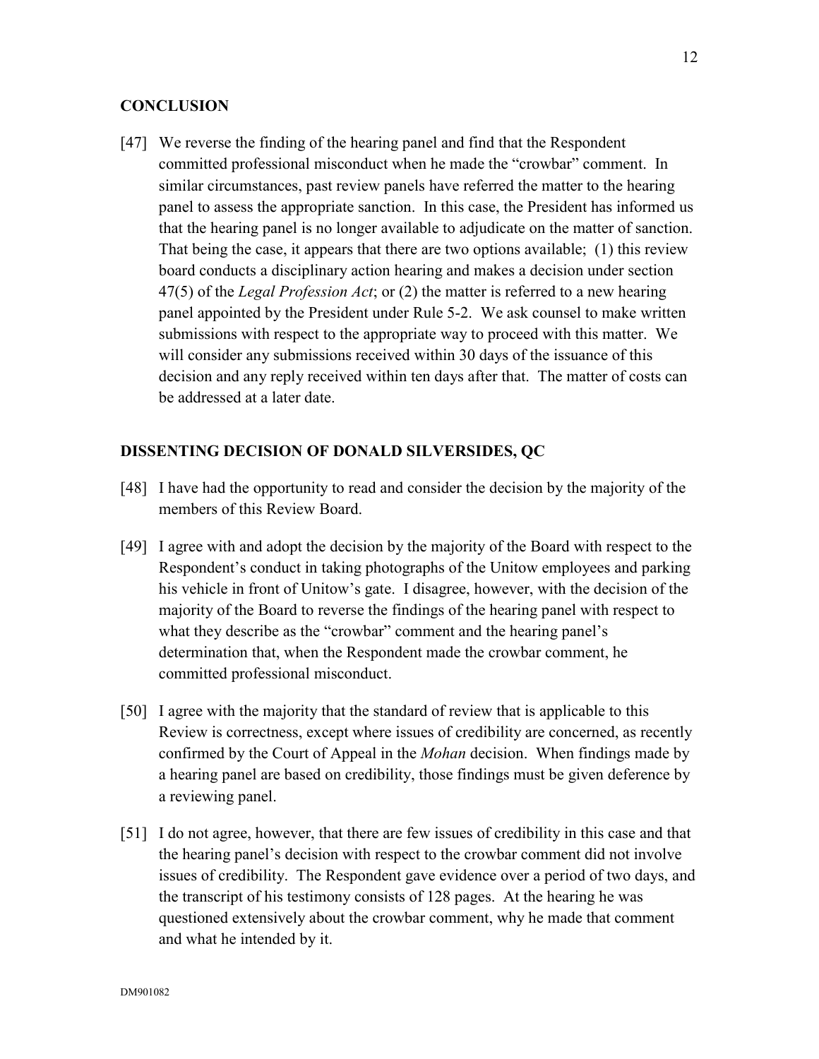## CONCLUSION

[47] We reverse the finding of the hearing panel and find that the Respondent committed professional misconduct when he made the "crowbar" comment. In similar circumstances, past review panels have referred the matter to the hearing panel to assess the appropriate sanction. In this case, the President has informed us that the hearing panel is no longer available to adjudicate on the matter of sanction. That being the case, it appears that there are two options available; (1) this review board conducts a disciplinary action hearing and makes a decision under section 47(5) of the *Legal Profession Act*; or (2) the matter is referred to a new hearing panel appointed by the President under Rule 5-2. We ask counsel to make written submissions with respect to the appropriate way to proceed with this matter. We will consider any submissions received within 30 days of the issuance of this decision and any reply received within ten days after that. The matter of costs can be addressed at a later date.

## DISSENTING DECISION OF DONALD SILVERSIDES, QC

[48] I have had the opportunity to read and consider the decision by the majority of the members of this Review Board.

[49] I agree with and adopt the decision by the majority of the Board with respect to the Respondent's conduct in taking photographs of the Unitow employees and parking his vehicle in front of Unitow's gate. I disagree, however, with the decision of the majority of the Board to reverse the findings of the hearing panel with respect to what they describe as the "crowbar" comment and the hearing panel's determination that, when the Respondent made the crowbar comment, he committed professional misconduct.

[50] I agree with the majority that the standard of review that is applicable to this Review is correctness, except where issues of credibility are concerned, as recently confirmed by the Court of Appeal in the *Mohan* decision. When findings made by a hearing panel are based on credibility, those findings must be given deference by a reviewing panel.

[51] I do not agree, however, that there are few issues of credibility in this case and that the hearing panel's decision with respect to the crowbar comment did not involve issues of credibility. The Respondent gave evidence over a period of two days, and the transcript of his testimony consists of 128 pages. At the hearing he was questioned extensively about the crowbar comment, why he made that comment and what he intended by it.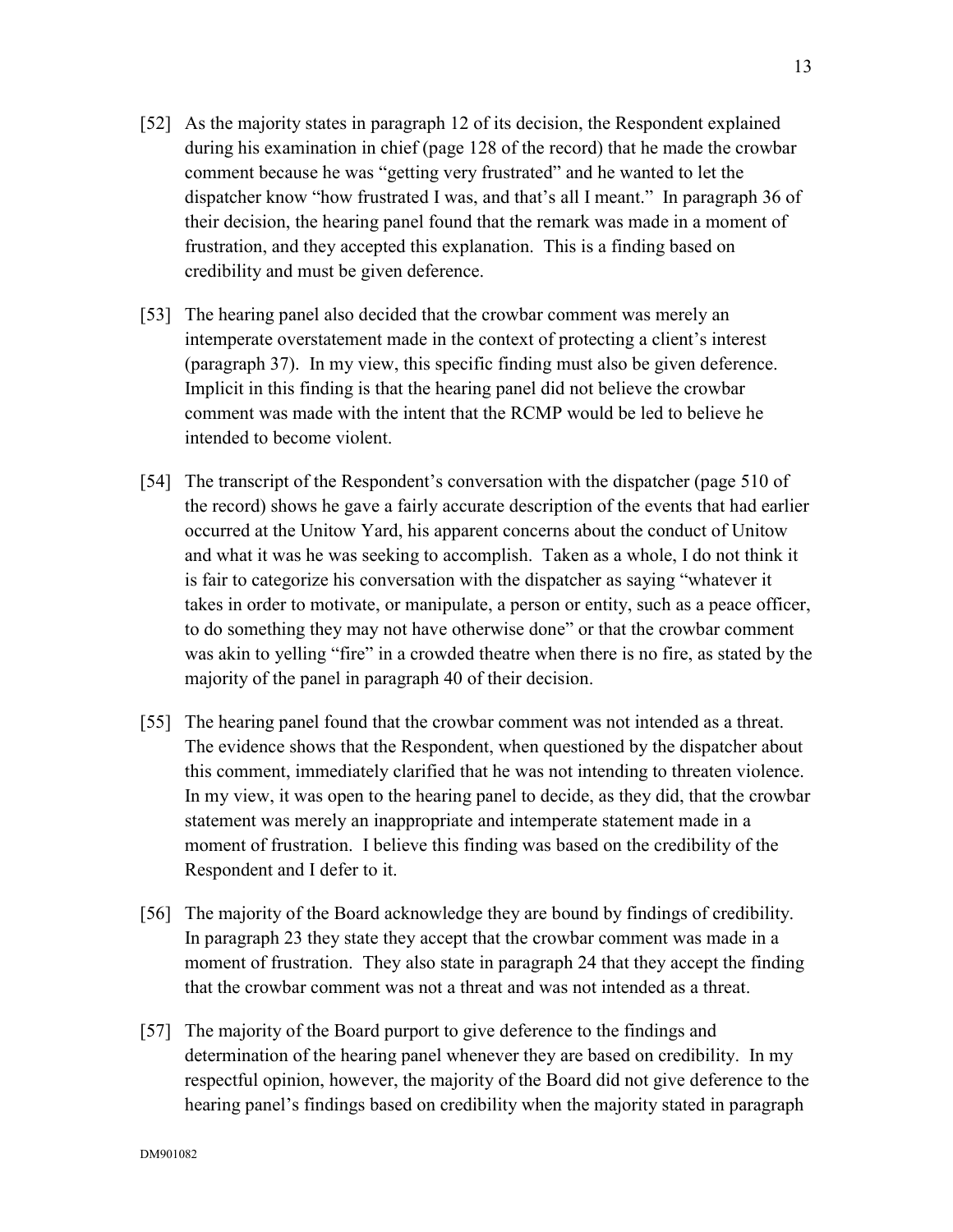[52] As the majority states in paragraph 12 of its decision, the Respondent explained during his examination in chief (page 128 of the record) that he made the crowbar comment because he was "getting very frustrated" and he wanted to let the dispatcher know "how frustrated I was, and that's all I meant." In paragraph 36 of their decision, the hearing panel found that the remark was made in a moment of frustration, and they accepted this explanation. This is a finding based on credibility and must be given deference.

[53] The hearing panel also decided that the crowbar comment was merely an intemperate overstatement made in the context of protecting a client's interest (paragraph 37). In my view, this specific finding must also be given deference. Implicit in this finding is that the hearing panel did not believe the crowbar comment was made with the intent that the RCMP would be led to believe he intended to become violent.

[54] The transcript of the Respondent's conversation with the dispatcher (page 510 of the record) shows he gave a fairly accurate description of the events that had earlier occurred at the Unitow Yard, his apparent concerns about the conduct of Unitow and what it was he was seeking to accomplish. Taken as a whole, I do not think it is fair to categorize his conversation with the dispatcher as saying "whatever it takes in order to motivate, or manipulate, a person or entity, such as a peace officer, to do something they may not have otherwise done" or that the crowbar comment was akin to yelling "fire" in a crowded theatre when there is no fire, as stated by the majority of the panel in paragraph 40 of their decision.

[55] The hearing panel found that the crowbar comment was not intended as a threat. The evidence shows that the Respondent, when questioned by the dispatcher about this comment, immediately clarified that he was not intending to threaten violence. In my view, it was open to the hearing panel to decide, as they did, that the crowbar statement was merely an inappropriate and intemperate statement made in a moment of frustration. I believe this finding was based on the credibility of the Respondent and I defer to it.

[56] The majority of the Board acknowledge they are bound by findings of credibility. In paragraph 23 they state they accept that the crowbar comment was made in a moment of frustration. They also state in paragraph 24 that they accept the finding that the crowbar comment was not a threat and was not intended as a threat.

[57] The majority of the Board purport to give deference to the findings and determination of the hearing panel whenever they are based on credibility. In my respectful opinion, however, the majority of the Board did not give deference to the hearing panel's findings based on credibility when the majority stated in paragraph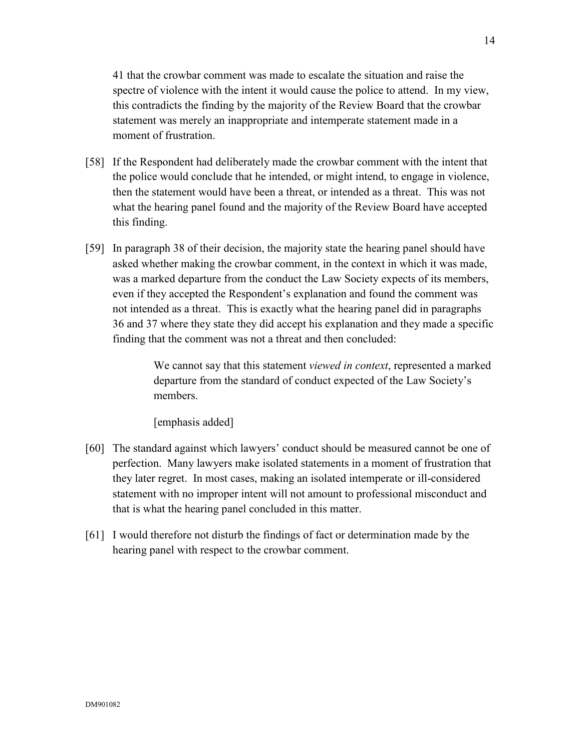41 that the crowbar comment was made to escalate the situation and raise the spectre of violence with the intent it would cause the police to attend. In my view, this contradicts the finding by the majority of the Review Board that the crowbar statement was merely an inappropriate and intemperate statement made in a moment of frustration.

[58] If the Respondent had deliberately made the crowbar comment with the intent that the police would conclude that he intended, or might intend, to engage in violence, then the statement would have been a threat, or intended as a threat. This was not what the hearing panel found and the majority of the Review Board have accepted this finding.

[59] In paragraph 38 of their decision, the majority state the hearing panel should have asked whether making the crowbar comment, in the context in which it was made, was a marked departure from the conduct the Law Society expects of its members, even if they accepted the Respondent's explanation and found the comment was not intended as a threat. This is exactly what the hearing panel did in paragraphs 36 and 37 where they state they did accept his explanation and they made a specific finding that the comment was not a threat and then concluded:

> We cannot say that this statement *viewed in context*, represented a marked departure from the standard of conduct expected of the Law Society's members.
>
> [emphasis added]

[60] The standard against which lawyers' conduct should be measured cannot be one of perfection. Many lawyers make isolated statements in a moment of frustration that they later regret. In most cases, making an isolated intemperate or ill-considered statement with no improper intent will not amount to professional misconduct and that is what the hearing panel concluded in this matter.

[61] I would therefore not disturb the findings of fact or determination made by the hearing panel with respect to the crowbar comment.

DM901082